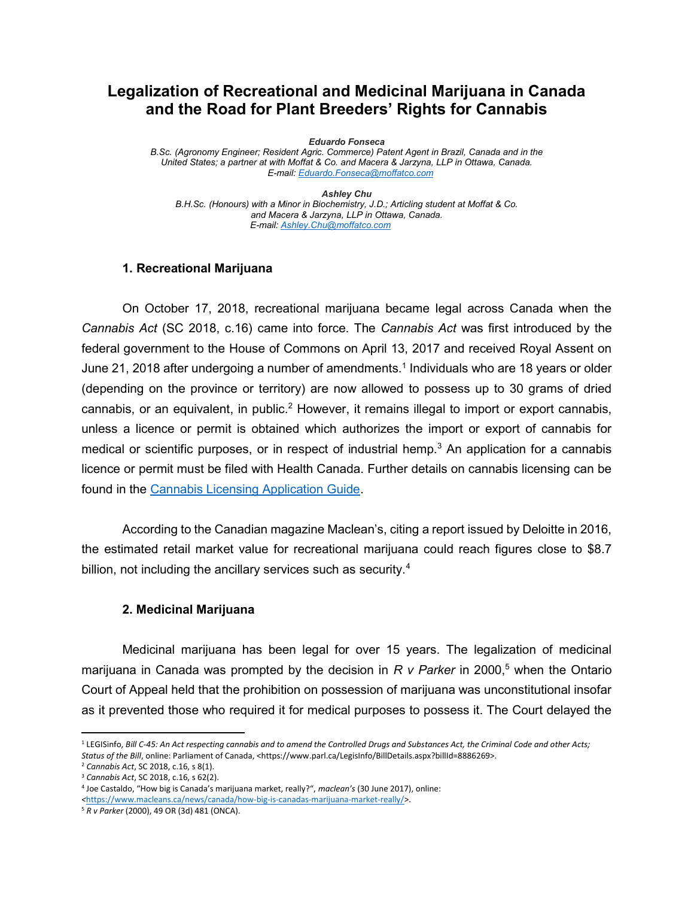# Legalization of Recreational and Medicinal Marijuana in Canada and the Road for Plant Breeders' Rights for Cannabis

***Eduardo Fonseca***
*B.Sc. (Agronomy Engineer; Resident Agric. Commerce) Patent Agent in Brazil, Canada and in the United States; a partner at with Moffat & Co. and Macera & Jarzyna, LLP in Ottawa, Canada.*
*E-mail: [Eduardo.Fonseca@moffatco.com](mailto:Eduardo.Fonseca@moffatco.com)*

***Ashley Chu***
*B.H.Sc. (Honours) with a Minor in Biochemistry, J.D.; Articling student at Moffat & Co. and Macera & Jarzyna, LLP in Ottawa, Canada.*
*E-mail: [Ashley.Chu@moffatco.com](mailto:Ashley.Chu@moffatco.com)*

## 1. Recreational Marijuana

On October 17, 2018, recreational marijuana became legal across Canada when the *Cannabis Act* (SC 2018, c.16) came into force. The *Cannabis Act* was first introduced by the federal government to the House of Commons on April 13, 2017 and received Royal Assent on June 21, 2018 after undergoing a number of amendments.[1] Individuals who are 18 years or older (depending on the province or territory) are now allowed to possess up to 30 grams of dried cannabis, or an equivalent, in public.[2] However, it remains illegal to import or export cannabis, unless a licence or permit is obtained which authorizes the import or export of cannabis for medical or scientific purposes, or in respect of industrial hemp.[3] An application for a cannabis licence or permit must be filed with Health Canada. Further details on cannabis licensing can be found in the Cannabis Licensing Application Guide.

According to the Canadian magazine Maclean's, citing a report issued by Deloitte in 2016, the estimated retail market value for recreational marijuana could reach figures close to $8.7 billion, not including the ancillary services such as security.[4]

## 2. Medicinal Marijuana

Medicinal marijuana has been legal for over 15 years. The legalization of medicinal marijuana in Canada was prompted by the decision in *R v Parker* in 2000,[5] when the Ontario Court of Appeal held that the prohibition on possession of marijuana was unconstitutional insofar as it prevented those who required it for medical purposes to possess it. The Court delayed the

---

[1] LEGISinfo, *Bill C-45: An Act respecting cannabis and to amend the Controlled Drugs and Substances Act, the Criminal Code and other Acts; Status of the Bill*, online: Parliament of Canada, <https://www.parl.ca/LegisInfo/BillDetails.aspx?billId=8886269>.
[2] *Cannabis Act*, SC 2018, c.16, s 8(1).
[3] *Cannabis Act*, SC 2018, c.16, s 62(2).
[4] Joe Castaldo, "How big is Canada's marijuana market, really?", *maclean's* (30 June 2017), online: <https://www.macleans.ca/news/canada/how-big-is-canadas-marijuana-market-really/>.
[5] *R v Parker* (2000), 49 OR (3d) 481 (ONCA).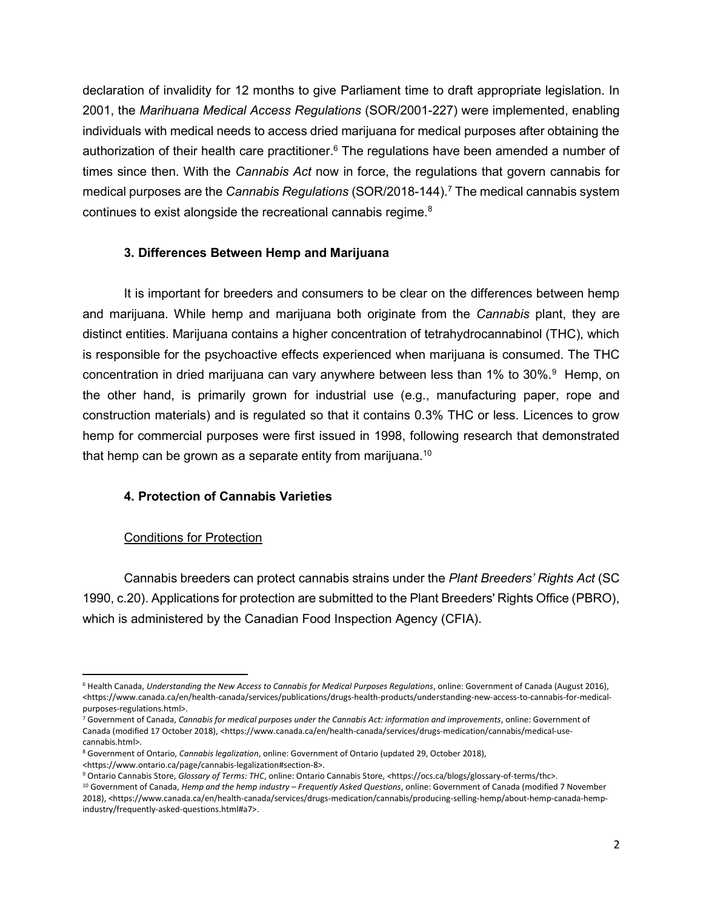declaration of invalidity for 12 months to give Parliament time to draft appropriate legislation. In 2001, the *Marihuana Medical Access Regulations* (SOR/2001-227) were implemented, enabling individuals with medical needs to access dried marijuana for medical purposes after obtaining the authorization of their health care practitioner.[6] The regulations have been amended a number of times since then. With the *Cannabis Act* now in force, the regulations that govern cannabis for medical purposes are the *Cannabis Regulations* (SOR/2018-144).[7] The medical cannabis system continues to exist alongside the recreational cannabis regime.[8]

### 3. Differences Between Hemp and Marijuana

It is important for breeders and consumers to be clear on the differences between hemp and marijuana. While hemp and marijuana both originate from the *Cannabis* plant, they are distinct entities. Marijuana contains a higher concentration of tetrahydrocannabinol (THC), which is responsible for the psychoactive effects experienced when marijuana is consumed. The THC concentration in dried marijuana can vary anywhere between less than 1% to 30%.[9] Hemp, on the other hand, is primarily grown for industrial use (e.g., manufacturing paper, rope and construction materials) and is regulated so that it contains 0.3% THC or less. Licences to grow hemp for commercial purposes were first issued in 1998, following research that demonstrated that hemp can be grown as a separate entity from marijuana.[10]

### 4. Protection of Cannabis Varieties

<u>Conditions for Protection</u>

Cannabis breeders can protect cannabis strains under the *Plant Breeders' Rights Act* (SC 1990, c.20). Applications for protection are submitted to the Plant Breeders' Rights Office (PBRO), which is administered by the Canadian Food Inspection Agency (CFIA).

---

[6] Health Canada, *Understanding the New Access to Cannabis for Medical Purposes Regulations*, online: Government of Canada (August 2016), <https://www.canada.ca/en/health-canada/services/publications/drugs-health-products/understanding-new-access-to-cannabis-for-medical-purposes-regulations.html>.

[7] Government of Canada, *Cannabis for medical purposes under the Cannabis Act: information and improvements*, online: Government of Canada (modified 17 October 2018), <https://www.canada.ca/en/health-canada/services/drugs-medication/cannabis/medical-use-cannabis.html>.

[8] Government of Ontario, *Cannabis legalization*, online: Government of Ontario (updated 29, October 2018), <https://www.ontario.ca/page/cannabis-legalization#section-8>.

[9] Ontario Cannabis Store, *Glossary of Terms: THC*, online: Ontario Cannabis Store, <https://ocs.ca/blogs/glossary-of-terms/thc>.

[10] Government of Canada, *Hemp and the hemp industry – Frequently Asked Questions*, online: Government of Canada (modified 7 November 2018), <https://www.canada.ca/en/health-canada/services/drugs-medication/cannabis/producing-selling-hemp/about-hemp-canada-hemp-industry/frequently-asked-questions.html#a7>.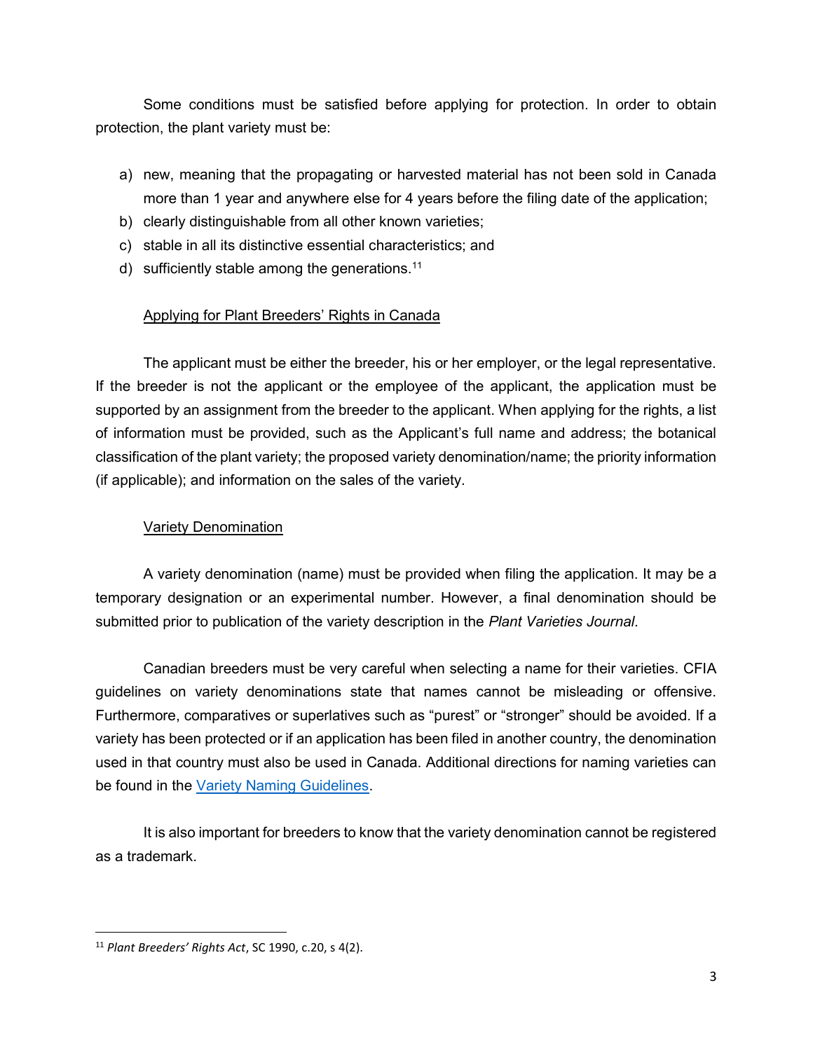Some conditions must be satisfied before applying for protection. In order to obtain protection, the plant variety must be:

a) new, meaning that the propagating or harvested material has not been sold in Canada more than 1 year and anywhere else for 4 years before the filing date of the application;
b) clearly distinguishable from all other known varieties;
c) stable in all its distinctive essential characteristics; and
d) sufficiently stable among the generations.[11]

<u>Applying for Plant Breeders' Rights in Canada</u>

The applicant must be either the breeder, his or her employer, or the legal representative. If the breeder is not the applicant or the employee of the applicant, the application must be supported by an assignment from the breeder to the applicant. When applying for the rights, a list of information must be provided, such as the Applicant's full name and address; the botanical classification of the plant variety; the proposed variety denomination/name; the priority information (if applicable); and information on the sales of the variety.

<u>Variety Denomination</u>

A variety denomination (name) must be provided when filing the application. It may be a temporary designation or an experimental number. However, a final denomination should be submitted prior to publication of the variety description in the *Plant Varieties Journal*.

Canadian breeders must be very careful when selecting a name for their varieties. CFIA guidelines on variety denominations state that names cannot be misleading or offensive. Furthermore, comparatives or superlatives such as "purest" or "stronger" should be avoided. If a variety has been protected or if an application has been filed in another country, the denomination used in that country must also be used in Canada. Additional directions for naming varieties can be found in the Variety Naming Guidelines.

It is also important for breeders to know that the variety denomination cannot be registered as a trademark.

---

[11] *Plant Breeders' Rights Act*, SC 1990, c.20, s 4(2).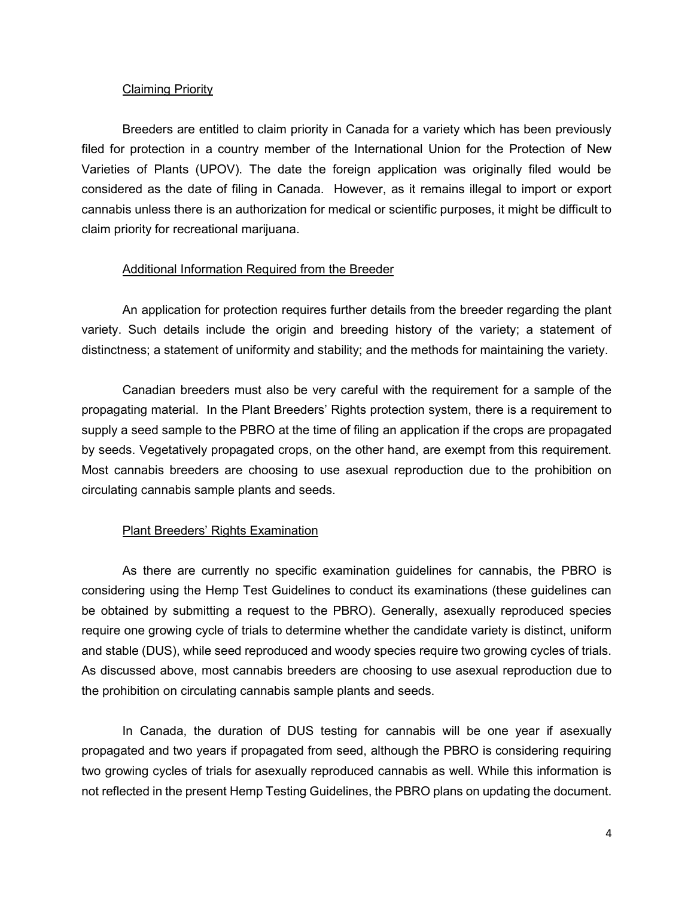### Claiming Priority

Breeders are entitled to claim priority in Canada for a variety which has been previously filed for protection in a country member of the International Union for the Protection of New Varieties of Plants (UPOV). The date the foreign application was originally filed would be considered as the date of filing in Canada. However, as it remains illegal to import or export cannabis unless there is an authorization for medical or scientific purposes, it might be difficult to claim priority for recreational marijuana.

### Additional Information Required from the Breeder

An application for protection requires further details from the breeder regarding the plant variety. Such details include the origin and breeding history of the variety; a statement of distinctness; a statement of uniformity and stability; and the methods for maintaining the variety.

Canadian breeders must also be very careful with the requirement for a sample of the propagating material. In the Plant Breeders' Rights protection system, there is a requirement to supply a seed sample to the PBRO at the time of filing an application if the crops are propagated by seeds. Vegetatively propagated crops, on the other hand, are exempt from this requirement. Most cannabis breeders are choosing to use asexual reproduction due to the prohibition on circulating cannabis sample plants and seeds.

### Plant Breeders' Rights Examination

As there are currently no specific examination guidelines for cannabis, the PBRO is considering using the Hemp Test Guidelines to conduct its examinations (these guidelines can be obtained by submitting a request to the PBRO). Generally, asexually reproduced species require one growing cycle of trials to determine whether the candidate variety is distinct, uniform and stable (DUS), while seed reproduced and woody species require two growing cycles of trials. As discussed above, most cannabis breeders are choosing to use asexual reproduction due to the prohibition on circulating cannabis sample plants and seeds.

In Canada, the duration of DUS testing for cannabis will be one year if asexually propagated and two years if propagated from seed, although the PBRO is considering requiring two growing cycles of trials for asexually reproduced cannabis as well. While this information is not reflected in the present Hemp Testing Guidelines, the PBRO plans on updating the document.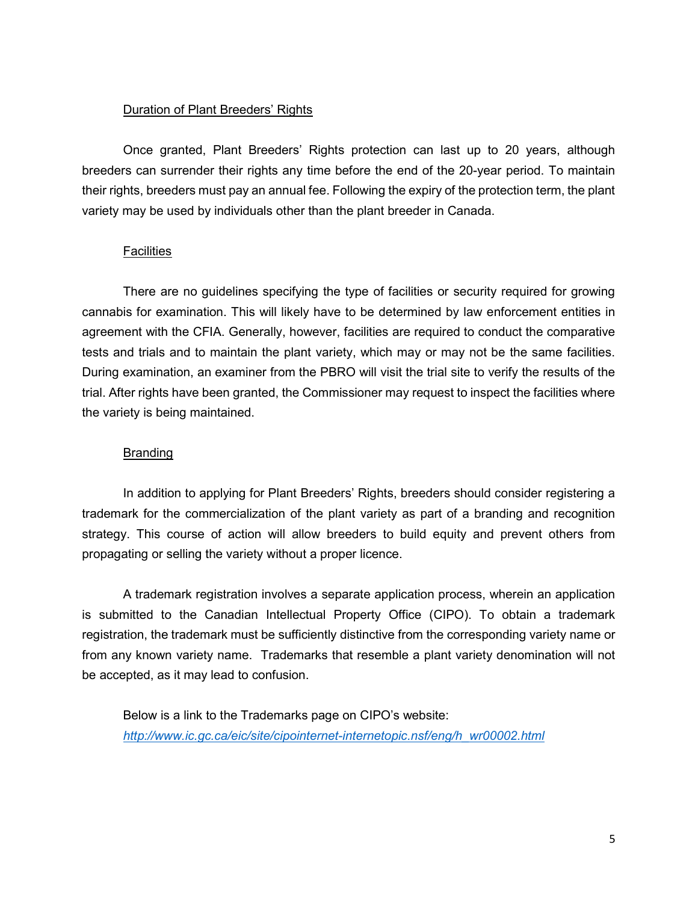## Duration of Plant Breeders' Rights

Once granted, Plant Breeders' Rights protection can last up to 20 years, although breeders can surrender their rights any time before the end of the 20-year period. To maintain their rights, breeders must pay an annual fee. Following the expiry of the protection term, the plant variety may be used by individuals other than the plant breeder in Canada.

## Facilities

There are no guidelines specifying the type of facilities or security required for growing cannabis for examination. This will likely have to be determined by law enforcement entities in agreement with the CFIA. Generally, however, facilities are required to conduct the comparative tests and trials and to maintain the plant variety, which may or may not be the same facilities. During examination, an examiner from the PBRO will visit the trial site to verify the results of the trial. After rights have been granted, the Commissioner may request to inspect the facilities where the variety is being maintained.

## Branding

In addition to applying for Plant Breeders' Rights, breeders should consider registering a trademark for the commercialization of the plant variety as part of a branding and recognition strategy. This course of action will allow breeders to build equity and prevent others from propagating or selling the variety without a proper licence.

A trademark registration involves a separate application process, wherein an application is submitted to the Canadian Intellectual Property Office (CIPO). To obtain a trademark registration, the trademark must be sufficiently distinctive from the corresponding variety name or from any known variety name. Trademarks that resemble a plant variety denomination will not be accepted, as it may lead to confusion.

Below is a link to the Trademarks page on CIPO's website:
*http://www.ic.gc.ca/eic/site/cipointernet-internetopic.nsf/eng/h_wr00002.html*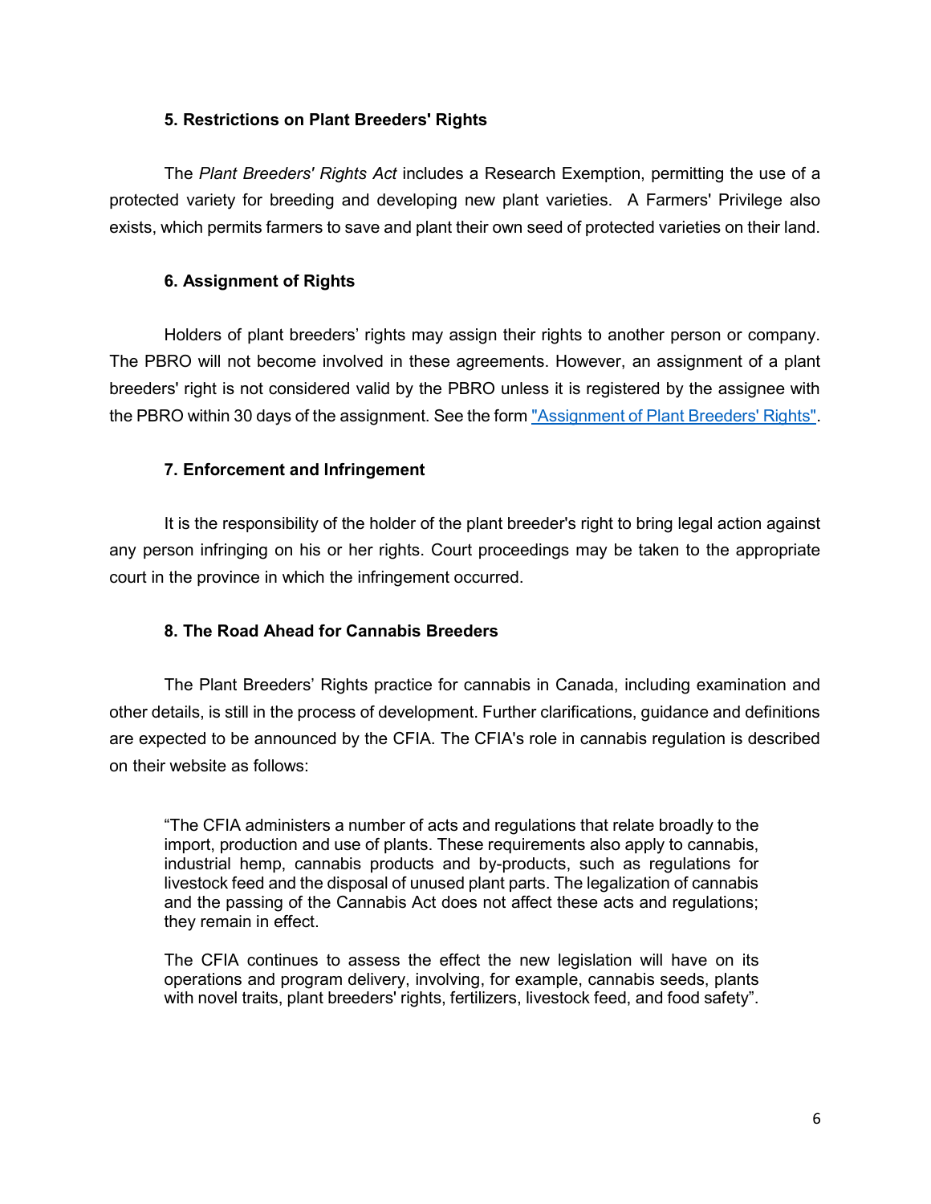### 5. Restrictions on Plant Breeders' Rights

The *Plant Breeders' Rights Act* includes a Research Exemption, permitting the use of a protected variety for breeding and developing new plant varieties. A Farmers' Privilege also exists, which permits farmers to save and plant their own seed of protected varieties on their land.

### 6. Assignment of Rights

Holders of plant breeders' rights may assign their rights to another person or company. The PBRO will not become involved in these agreements. However, an assignment of a plant breeders' right is not considered valid by the PBRO unless it is registered by the assignee with the PBRO within 30 days of the assignment. See the form "Assignment of Plant Breeders' Rights".

### 7. Enforcement and Infringement

It is the responsibility of the holder of the plant breeder's right to bring legal action against any person infringing on his or her rights. Court proceedings may be taken to the appropriate court in the province in which the infringement occurred.

### 8. The Road Ahead for Cannabis Breeders

The Plant Breeders' Rights practice for cannabis in Canada, including examination and other details, is still in the process of development. Further clarifications, guidance and definitions are expected to be announced by the CFIA. The CFIA's role in cannabis regulation is described on their website as follows:

> "The CFIA administers a number of acts and regulations that relate broadly to the import, production and use of plants. These requirements also apply to cannabis, industrial hemp, cannabis products and by-products, such as regulations for livestock feed and the disposal of unused plant parts. The legalization of cannabis and the passing of the Cannabis Act does not affect these acts and regulations; they remain in effect.
>
> The CFIA continues to assess the effect the new legislation will have on its operations and program delivery, involving, for example, cannabis seeds, plants with novel traits, plant breeders' rights, fertilizers, livestock feed, and food safety".